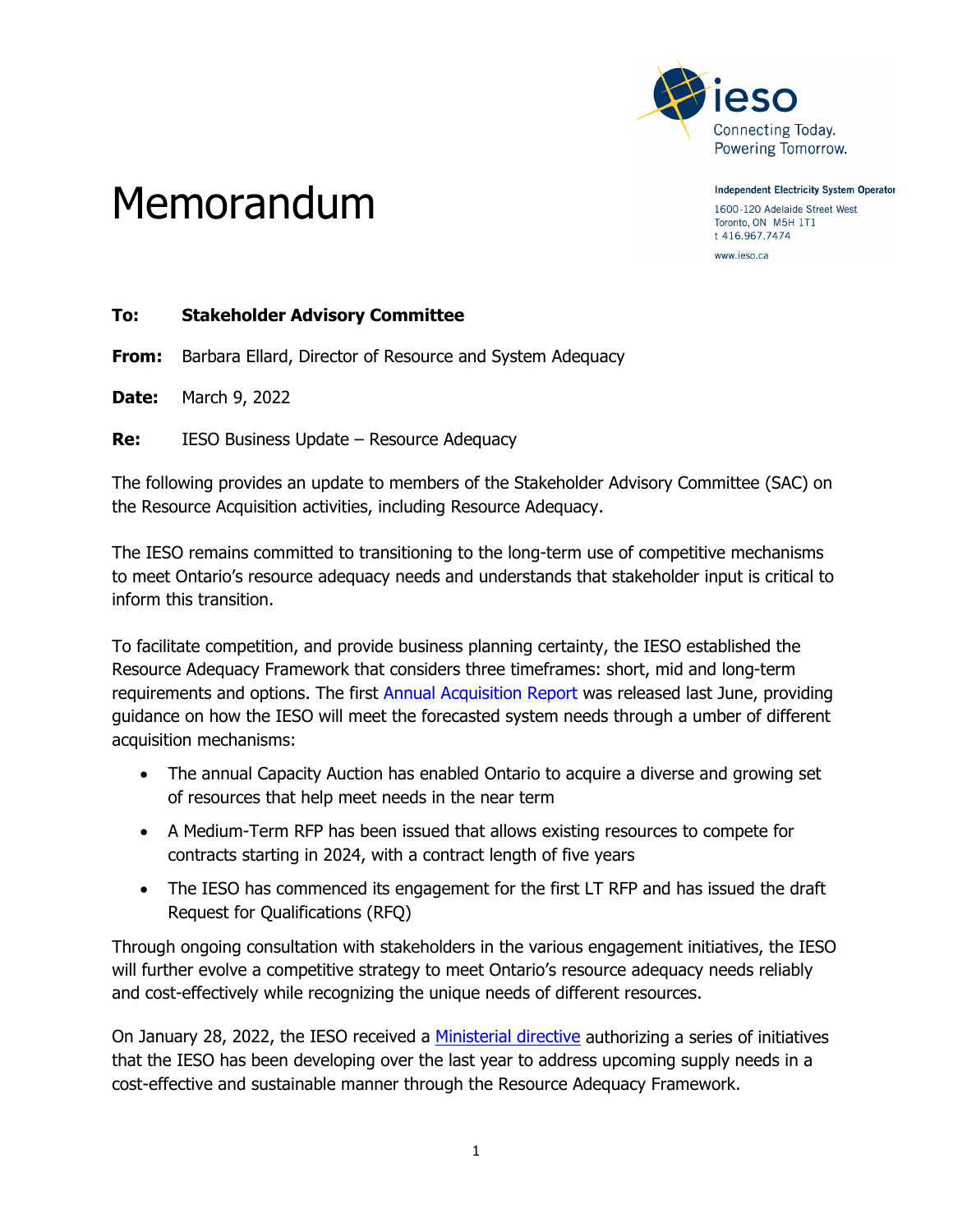Independent Electricity System Operator
1600-120 Adelaide Street West
Toronto, ON M5H 1T1
t 416.967.7474
www.ieso.ca

# Memorandum

**To:** **Stakeholder Advisory Committee**

**From:** Barbara Ellard, Director of Resource and System Adequacy

**Date:** March 9, 2022

**Re:** IESO Business Update – Resource Adequacy

The following provides an update to members of the Stakeholder Advisory Committee (SAC) on the Resource Acquisition activities, including Resource Adequacy.

The IESO remains committed to transitioning to the long-term use of competitive mechanisms to meet Ontario's resource adequacy needs and understands that stakeholder input is critical to inform this transition.

To facilitate competition, and provide business planning certainty, the IESO established the Resource Adequacy Framework that considers three timeframes: short, mid and long-term requirements and options. The first Annual Acquisition Report was released last June, providing guidance on how the IESO will meet the forecasted system needs through a umber of different acquisition mechanisms:

- The annual Capacity Auction has enabled Ontario to acquire a diverse and growing set of resources that help meet needs in the near term
- A Medium-Term RFP has been issued that allows existing resources to compete for contracts starting in 2024, with a contract length of five years
- The IESO has commenced its engagement for the first LT RFP and has issued the draft Request for Qualifications (RFQ)

Through ongoing consultation with stakeholders in the various engagement initiatives, the IESO will further evolve a competitive strategy to meet Ontario's resource adequacy needs reliably and cost-effectively while recognizing the unique needs of different resources.

On January 28, 2022, the IESO received a Ministerial directive authorizing a series of initiatives that the IESO has been developing over the last year to address upcoming supply needs in a cost-effective and sustainable manner through the Resource Adequacy Framework.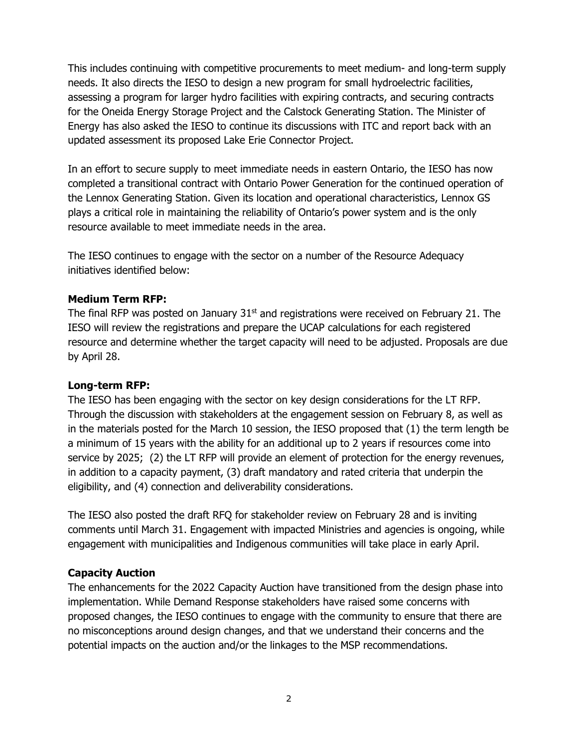This includes continuing with competitive procurements to meet medium- and long-term supply needs. It also directs the IESO to design a new program for small hydroelectric facilities, assessing a program for larger hydro facilities with expiring contracts, and securing contracts for the Oneida Energy Storage Project and the Calstock Generating Station. The Minister of Energy has also asked the IESO to continue its discussions with ITC and report back with an updated assessment its proposed Lake Erie Connector Project.

In an effort to secure supply to meet immediate needs in eastern Ontario, the IESO has now completed a transitional contract with Ontario Power Generation for the continued operation of the Lennox Generating Station. Given its location and operational characteristics, Lennox GS plays a critical role in maintaining the reliability of Ontario's power system and is the only resource available to meet immediate needs in the area.

The IESO continues to engage with the sector on a number of the Resource Adequacy initiatives identified below:

**Medium Term RFP:**
The final RFP was posted on January 31st and registrations were received on February 21. The IESO will review the registrations and prepare the UCAP calculations for each registered resource and determine whether the target capacity will need to be adjusted. Proposals are due by April 28.

**Long-term RFP:**
The IESO has been engaging with the sector on key design considerations for the LT RFP. Through the discussion with stakeholders at the engagement session on February 8, as well as in the materials posted for the March 10 session, the IESO proposed that (1) the term length be a minimum of 15 years with the ability for an additional up to 2 years if resources come into service by 2025; (2) the LT RFP will provide an element of protection for the energy revenues, in addition to a capacity payment, (3) draft mandatory and rated criteria that underpin the eligibility, and (4) connection and deliverability considerations.

The IESO also posted the draft RFQ for stakeholder review on February 28 and is inviting comments until March 31. Engagement with impacted Ministries and agencies is ongoing, while engagement with municipalities and Indigenous communities will take place in early April.

**Capacity Auction**
The enhancements for the 2022 Capacity Auction have transitioned from the design phase into implementation. While Demand Response stakeholders have raised some concerns with proposed changes, the IESO continues to engage with the community to ensure that there are no misconceptions around design changes, and that we understand their concerns and the potential impacts on the auction and/or the linkages to the MSP recommendations.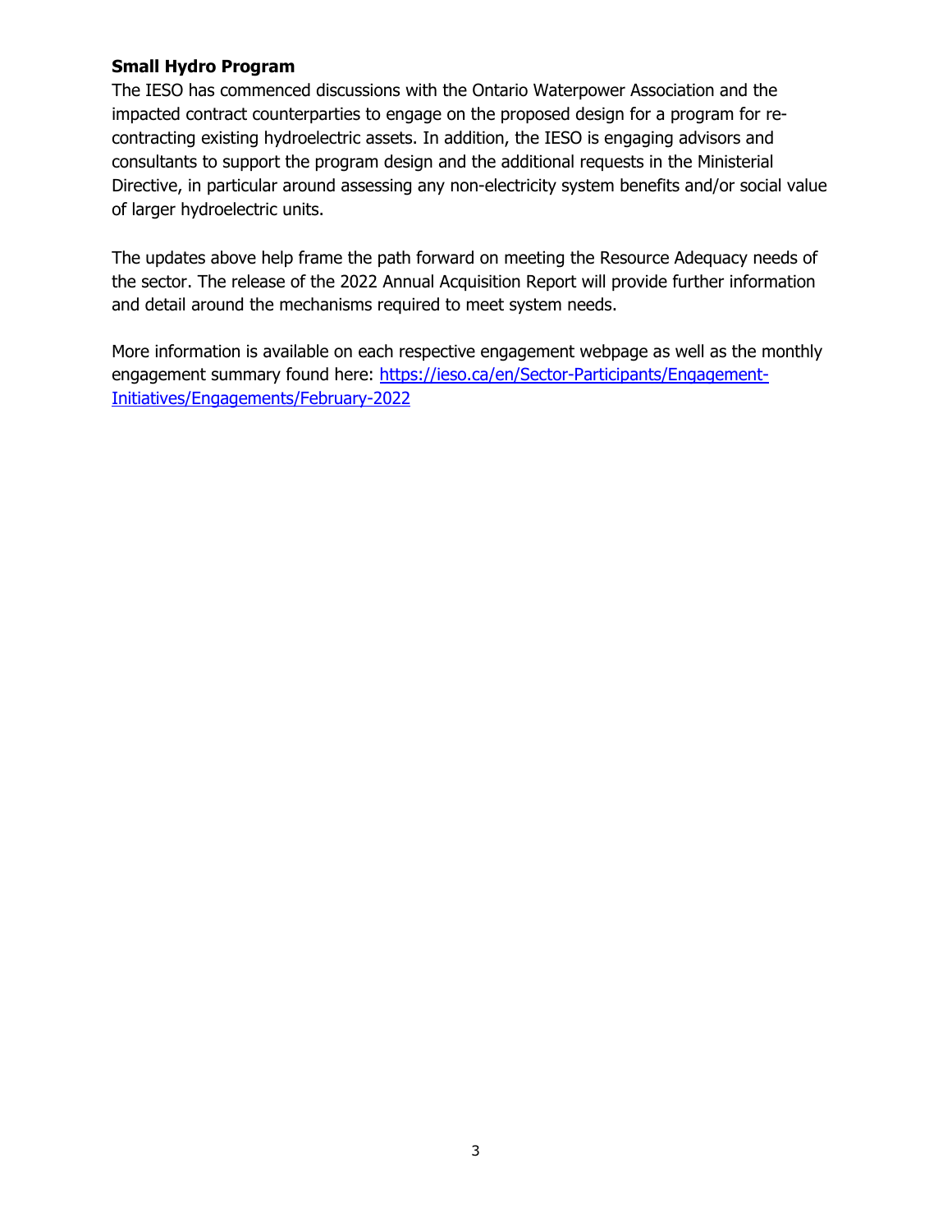**Small Hydro Program**

The IESO has commenced discussions with the Ontario Waterpower Association and the impacted contract counterparties to engage on the proposed design for a program for re-contracting existing hydroelectric assets. In addition, the IESO is engaging advisors and consultants to support the program design and the additional requests in the Ministerial Directive, in particular around assessing any non-electricity system benefits and/or social value of larger hydroelectric units.

The updates above help frame the path forward on meeting the Resource Adequacy needs of the sector. The release of the 2022 Annual Acquisition Report will provide further information and detail around the mechanisms required to meet system needs.

More information is available on each respective engagement webpage as well as the monthly engagement summary found here: [https://ieso.ca/en/Sector-Participants/Engagement-Initiatives/Engagements/February-2022](https://ieso.ca/en/Sector-Participants/Engagement-Initiatives/Engagements/February-2022)